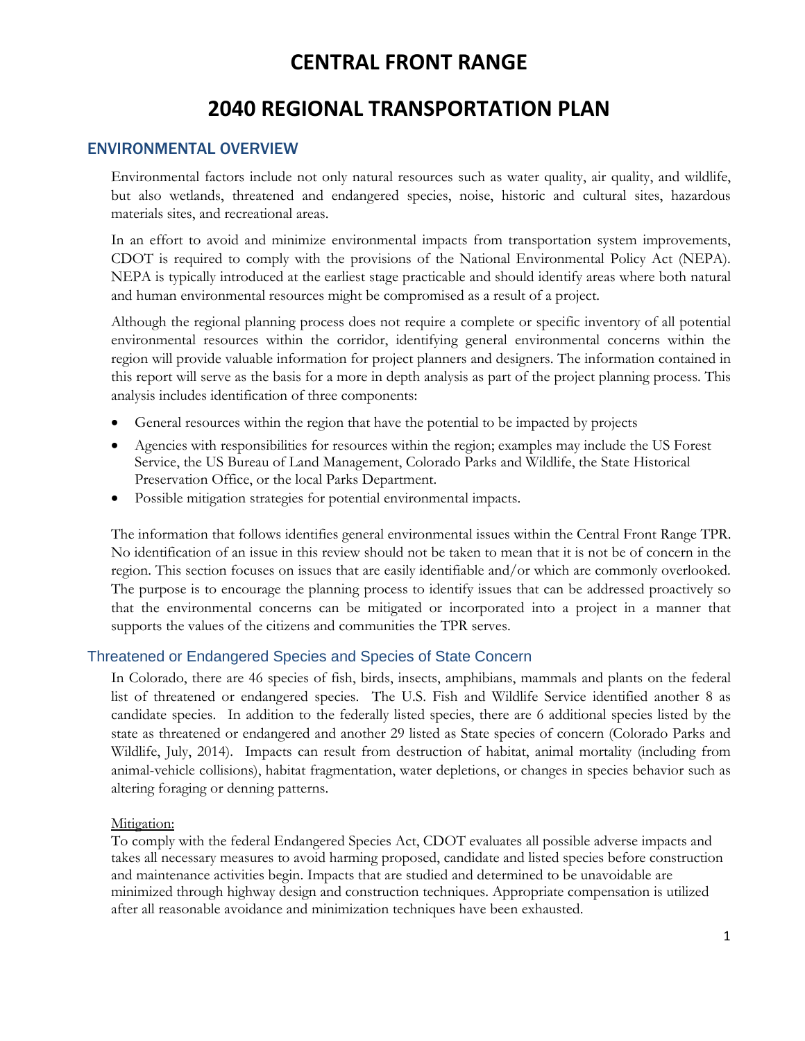# CENTRAL FRONT RANGE

# 2040 REGIONAL TRANSPORTATION PLAN

## ENVIRONMENTAL OVERVIEW

Environmental factors include not only natural resources such as water quality, air quality, and wildlife, but also wetlands, threatened and endangered species, noise, historic and cultural sites, hazardous materials sites, and recreational areas.

In an effort to avoid and minimize environmental impacts from transportation system improvements, CDOT is required to comply with the provisions of the National Environmental Policy Act (NEPA). NEPA is typically introduced at the earliest stage practicable and should identify areas where both natural and human environmental resources might be compromised as a result of a project.

Although the regional planning process does not require a complete or specific inventory of all potential environmental resources within the corridor, identifying general environmental concerns within the region will provide valuable information for project planners and designers. The information contained in this report will serve as the basis for a more in depth analysis as part of the project planning process. This analysis includes identification of three components:

- General resources within the region that have the potential to be impacted by projects
- Agencies with responsibilities for resources within the region; examples may include the US Forest Service, the US Bureau of Land Management, Colorado Parks and Wildlife, the State Historical Preservation Office, or the local Parks Department.
- Possible mitigation strategies for potential environmental impacts.

The information that follows identifies general environmental issues within the Central Front Range TPR. No identification of an issue in this review should not be taken to mean that it is not be of concern in the region. This section focuses on issues that are easily identifiable and/or which are commonly overlooked. The purpose is to encourage the planning process to identify issues that can be addressed proactively so that the environmental concerns can be mitigated or incorporated into a project in a manner that supports the values of the citizens and communities the TPR serves.

### Threatened or Endangered Species and Species of State Concern

In Colorado, there are 46 species of fish, birds, insects, amphibians, mammals and plants on the federal list of threatened or endangered species. The U.S. Fish and Wildlife Service identified another 8 as candidate species. In addition to the federally listed species, there are 6 additional species listed by the state as threatened or endangered and another 29 listed as State species of concern (Colorado Parks and Wildlife, July, 2014). Impacts can result from destruction of habitat, animal mortality (including from animal-vehicle collisions), habitat fragmentation, water depletions, or changes in species behavior such as altering foraging or denning patterns.

Mitigation:

To comply with the federal Endangered Species Act, CDOT evaluates all possible adverse impacts and takes all necessary measures to avoid harming proposed, candidate and listed species before construction and maintenance activities begin. Impacts that are studied and determined to be unavoidable are minimized through highway design and construction techniques. Appropriate compensation is utilized after all reasonable avoidance and minimization techniques have been exhausted.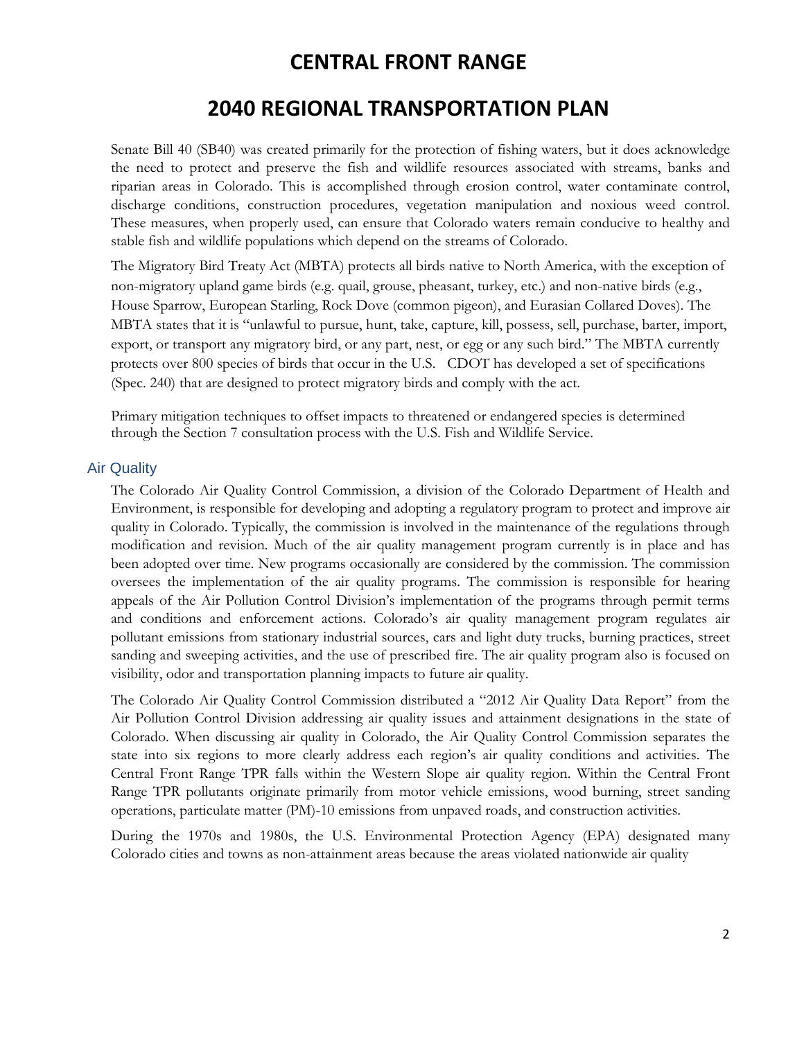Senate Bill 40 (SB40) was created primarily for the protection of fishing waters, but it does acknowledge the need to protect and preserve the fish and wildlife resources associated with streams, banks and riparian areas in Colorado. This is accomplished through erosion control, water contaminate control, discharge conditions, construction procedures, vegetation manipulation and noxious weed control. These measures, when properly used, can ensure that Colorado waters remain conducive to healthy and stable fish and wildlife populations which depend on the streams of Colorado.

The Migratory Bird Treaty Act (MBTA) protects all birds native to North America, with the exception of non-migratory upland game birds (e.g. quail, grouse, pheasant, turkey, etc.) and non-native birds (e.g., House Sparrow, European Starling, Rock Dove (common pigeon), and Eurasian Collared Doves). The MBTA states that it is "unlawful to pursue, hunt, take, capture, kill, possess, sell, purchase, barter, import, export, or transport any migratory bird, or any part, nest, or egg or any such bird." The MBTA currently protects over 800 species of birds that occur in the U.S. CDOT has developed a set of specifications (Spec. 240) that are designed to protect migratory birds and comply with the act.

Primary mitigation techniques to offset impacts to threatened or endangered species is determined through the Section 7 consultation process with the U.S. Fish and Wildlife Service.

## Air Quality

The Colorado Air Quality Control Commission, a division of the Colorado Department of Health and Environment, is responsible for developing and adopting a regulatory program to protect and improve air quality in Colorado. Typically, the commission is involved in the maintenance of the regulations through modification and revision. Much of the air quality management program currently is in place and has been adopted over time. New programs occasionally are considered by the commission. The commission oversees the implementation of the air quality programs. The commission is responsible for hearing appeals of the Air Pollution Control Division's implementation of the programs through permit terms and conditions and enforcement actions. Colorado's air quality management program regulates air pollutant emissions from stationary industrial sources, cars and light duty trucks, burning practices, street sanding and sweeping activities, and the use of prescribed fire. The air quality program also is focused on visibility, odor and transportation planning impacts to future air quality.

The Colorado Air Quality Control Commission distributed a "2012 Air Quality Data Report" from the Air Pollution Control Division addressing air quality issues and attainment designations in the state of Colorado. When discussing air quality in Colorado, the Air Quality Control Commission separates the state into six regions to more clearly address each region's air quality conditions and activities. The Central Front Range TPR falls within the Western Slope air quality region. Within the Central Front Range TPR pollutants originate primarily from motor vehicle emissions, wood burning, street sanding operations, particulate matter (PM)-10 emissions from unpaved roads, and construction activities.

During the 1970s and 1980s, the U.S. Environmental Protection Agency (EPA) designated many Colorado cities and towns as non-attainment areas because the areas violated nationwide air quality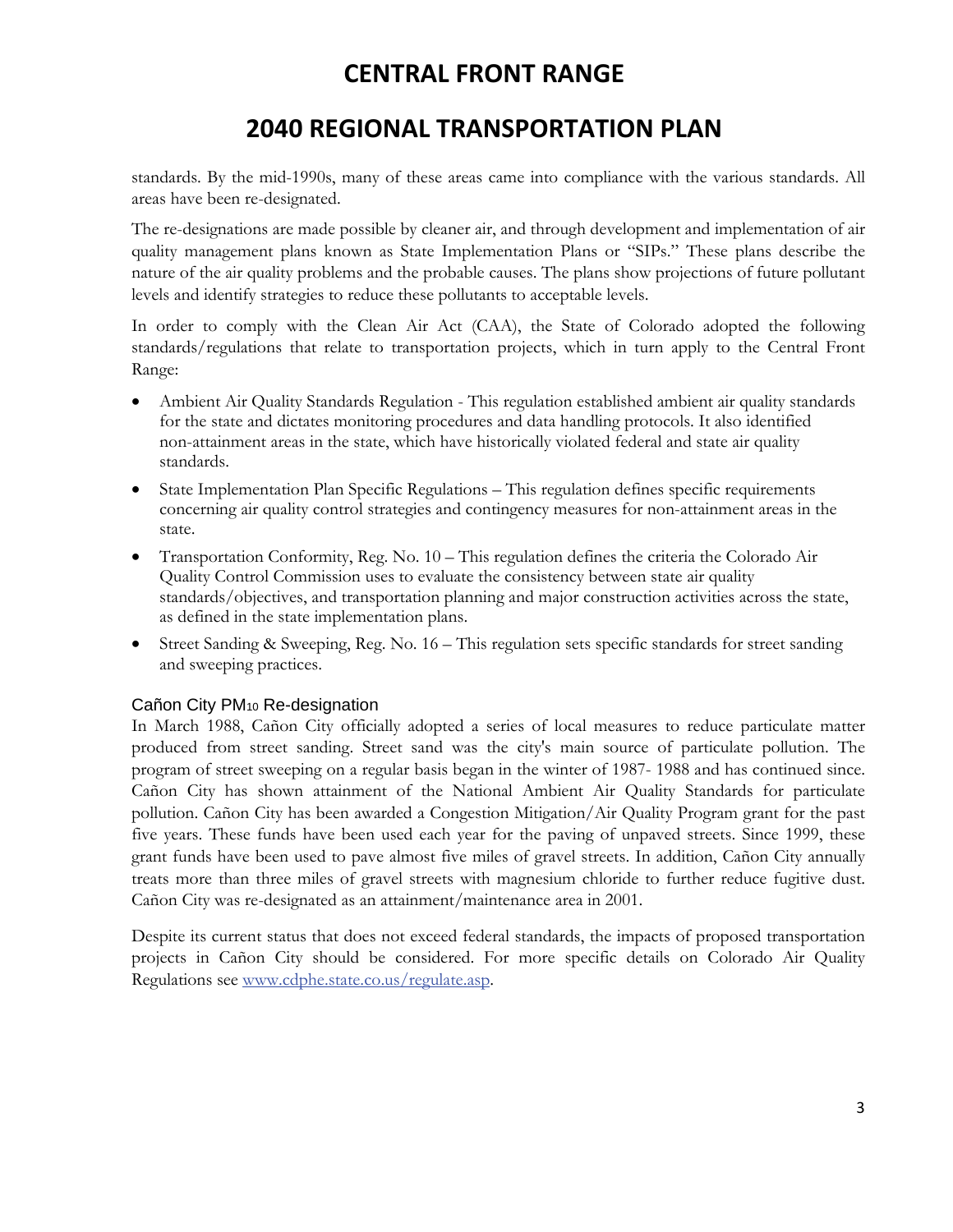standards. By the mid-1990s, many of these areas came into compliance with the various standards. All areas have been re-designated.

The re-designations are made possible by cleaner air, and through development and implementation of air quality management plans known as State Implementation Plans or "SIPs." These plans describe the nature of the air quality problems and the probable causes. The plans show projections of future pollutant levels and identify strategies to reduce these pollutants to acceptable levels.

In order to comply with the Clean Air Act (CAA), the State of Colorado adopted the following standards/regulations that relate to transportation projects, which in turn apply to the Central Front Range:

- Ambient Air Quality Standards Regulation - This regulation established ambient air quality standards for the state and dictates monitoring procedures and data handling protocols. It also identified non-attainment areas in the state, which have historically violated federal and state air quality standards.
- State Implementation Plan Specific Regulations – This regulation defines specific requirements concerning air quality control strategies and contingency measures for non-attainment areas in the state.
- Transportation Conformity, Reg. No. 10 – This regulation defines the criteria the Colorado Air Quality Control Commission uses to evaluate the consistency between state air quality standards/objectives, and transportation planning and major construction activities across the state, as defined in the state implementation plans.
- Street Sanding & Sweeping, Reg. No. 16 – This regulation sets specific standards for street sanding and sweeping practices.

### Cañon City $PM_{10}$ Re-designation

In March 1988, Cañon City officially adopted a series of local measures to reduce particulate matter produced from street sanding. Street sand was the city's main source of particulate pollution. The program of street sweeping on a regular basis began in the winter of 1987- 1988 and has continued since. Cañon City has shown attainment of the National Ambient Air Quality Standards for particulate pollution. Cañon City has been awarded a Congestion Mitigation/Air Quality Program grant for the past five years. These funds have been used each year for the paving of unpaved streets. Since 1999, these grant funds have been used to pave almost five miles of gravel streets. In addition, Cañon City annually treats more than three miles of gravel streets with magnesium chloride to further reduce fugitive dust. Cañon City was re-designated as an attainment/maintenance area in 2001.

Despite its current status that does not exceed federal standards, the impacts of proposed transportation projects in Cañon City should be considered. For more specific details on Colorado Air Quality Regulations see [www.cdphe.state.co.us/regulate.asp](http://www.cdphe.state.co.us/regulate.asp).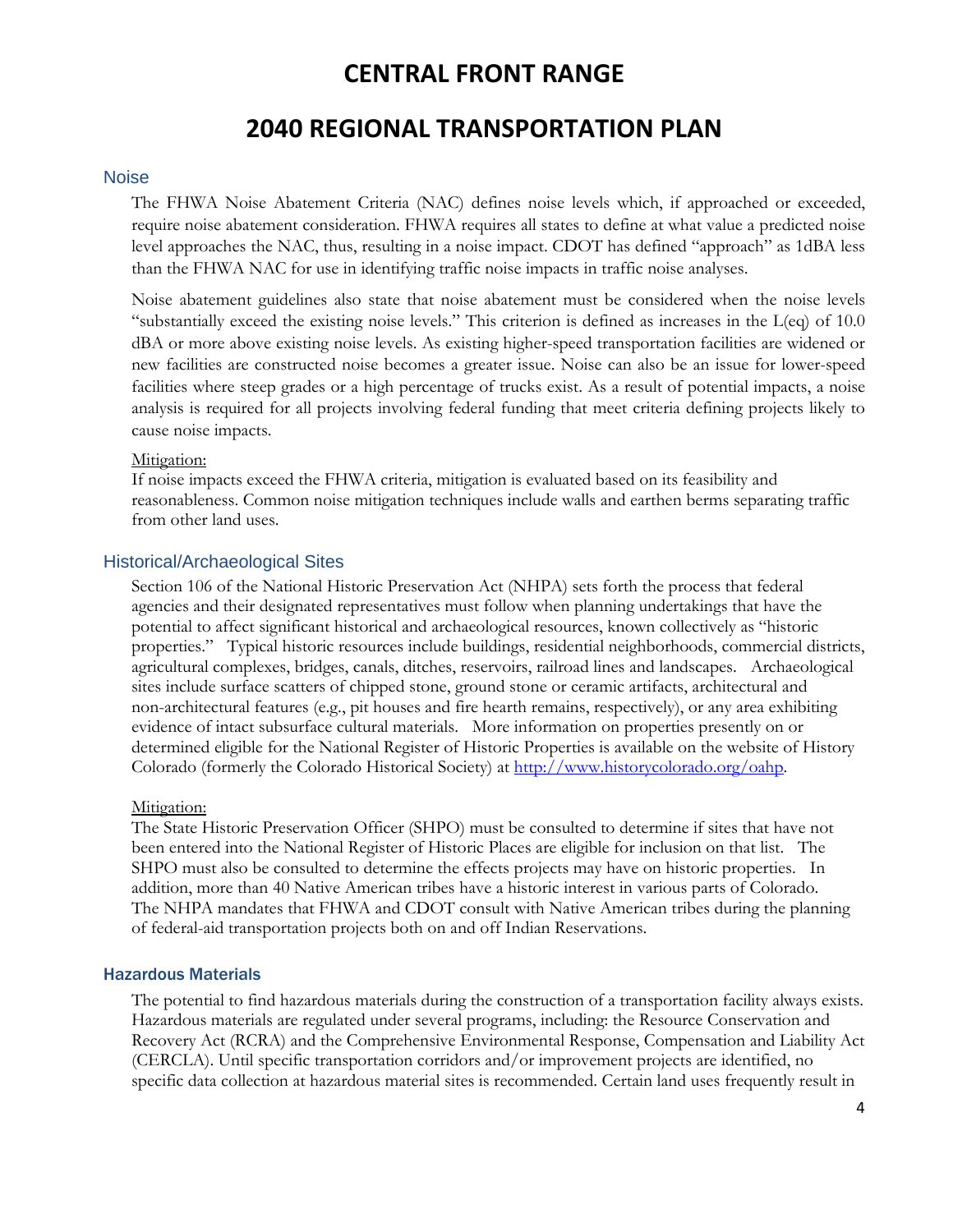## Noise

The FHWA Noise Abatement Criteria (NAC) defines noise levels which, if approached or exceeded, require noise abatement consideration. FHWA requires all states to define at what value a predicted noise level approaches the NAC, thus, resulting in a noise impact. CDOT has defined "approach" as 1dBA less than the FHWA NAC for use in identifying traffic noise impacts in traffic noise analyses.

Noise abatement guidelines also state that noise abatement must be considered when the noise levels "substantially exceed the existing noise levels." This criterion is defined as increases in the L(eq) of 10.0 dBA or more above existing noise levels. As existing higher-speed transportation facilities are widened or new facilities are constructed noise becomes a greater issue. Noise can also be an issue for lower-speed facilities where steep grades or a high percentage of trucks exist. As a result of potential impacts, a noise analysis is required for all projects involving federal funding that meet criteria defining projects likely to cause noise impacts.

Mitigation:

If noise impacts exceed the FHWA criteria, mitigation is evaluated based on its feasibility and reasonableness. Common noise mitigation techniques include walls and earthen berms separating traffic from other land uses.

## Historical/Archaeological Sites

Section 106 of the National Historic Preservation Act (NHPA) sets forth the process that federal agencies and their designated representatives must follow when planning undertakings that have the potential to affect significant historical and archaeological resources, known collectively as "historic properties." Typical historic resources include buildings, residential neighborhoods, commercial districts, agricultural complexes, bridges, canals, ditches, reservoirs, railroad lines and landscapes. Archaeological sites include surface scatters of chipped stone, ground stone or ceramic artifacts, architectural and non-architectural features (e.g., pit houses and fire hearth remains, respectively), or any area exhibiting evidence of intact subsurface cultural materials. More information on properties presently on or determined eligible for the National Register of Historic Properties is available on the website of History Colorado (formerly the Colorado Historical Society) at [http://www.historycolorado.org/oahp](http://www.historycolorado.org/oahp).

Mitigation:

The State Historic Preservation Officer (SHPO) must be consulted to determine if sites that have not been entered into the National Register of Historic Places are eligible for inclusion on that list. The SHPO must also be consulted to determine the effects projects may have on historic properties. In addition, more than 40 Native American tribes have a historic interest in various parts of Colorado. The NHPA mandates that FHWA and CDOT consult with Native American tribes during the planning of federal-aid transportation projects both on and off Indian Reservations.

## Hazardous Materials

The potential to find hazardous materials during the construction of a transportation facility always exists. Hazardous materials are regulated under several programs, including: the Resource Conservation and Recovery Act (RCRA) and the Comprehensive Environmental Response, Compensation and Liability Act (CERCLA). Until specific transportation corridors and/or improvement projects are identified, no specific data collection at hazardous material sites is recommended. Certain land uses frequently result in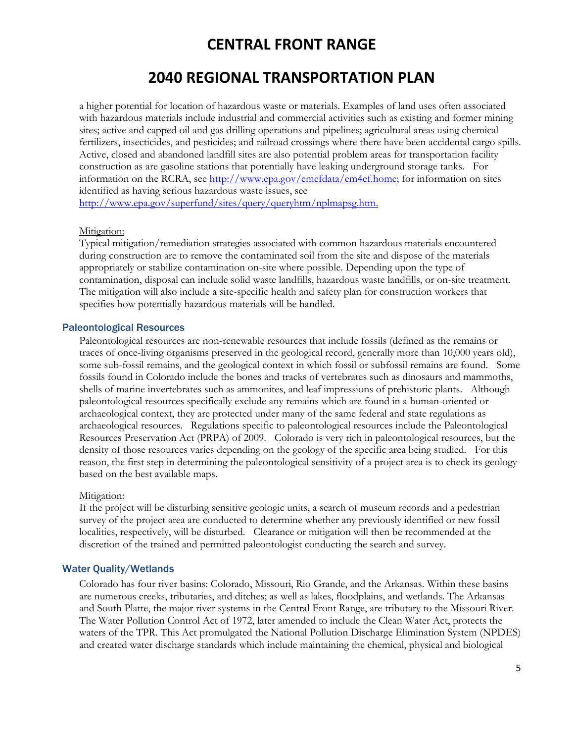a higher potential for location of hazardous waste or materials. Examples of land uses often associated with hazardous materials include industrial and commercial activities such as existing and former mining sites; active and capped oil and gas drilling operations and pipelines; agricultural areas using chemical fertilizers, insecticides, and pesticides; and railroad crossings where there have been accidental cargo spills. Active, closed and abandoned landfill sites are also potential problem areas for transportation facility construction as are gasoline stations that potentially have leaking underground storage tanks. For information on the RCRA, see [http://www.epa.gov/emefdata/em4ef.home](http://www.epa.gov/emefdata/em4ef.home); for information on sites identified as having serious hazardous waste issues, see [http://www.epa.gov/superfund/sites/query/queryhtm/nplmapsg.htm](http://www.epa.gov/superfund/sites/query/queryhtm/nplmapsg.htm).

Mitigation:

Typical mitigation/remediation strategies associated with common hazardous materials encountered during construction are to remove the contaminated soil from the site and dispose of the materials appropriately or stabilize contamination on-site where possible. Depending upon the type of contamination, disposal can include solid waste landfills, hazardous waste landfills, or on-site treatment. The mitigation will also include a site-specific health and safety plan for construction workers that specifies how potentially hazardous materials will be handled.

### Paleontological Resources

Paleontological resources are non-renewable resources that include fossils (defined as the remains or traces of once-living organisms preserved in the geological record, generally more than 10,000 years old), some sub-fossil remains, and the geological context in which fossil or subfossil remains are found. Some fossils found in Colorado include the bones and tracks of vertebrates such as dinosaurs and mammoths, shells of marine invertebrates such as ammonites, and leaf impressions of prehistoric plants. Although paleontological resources specifically exclude any remains which are found in a human-oriented or archaeological context, they are protected under many of the same federal and state regulations as archaeological resources. Regulations specific to paleontological resources include the Paleontological Resources Preservation Act (PRPA) of 2009. Colorado is very rich in paleontological resources, but the density of those resources varies depending on the geology of the specific area being studied. For this reason, the first step in determining the paleontological sensitivity of a project area is to check its geology based on the best available maps.

Mitigation:

If the project will be disturbing sensitive geologic units, a search of museum records and a pedestrian survey of the project area are conducted to determine whether any previously identified or new fossil localities, respectively, will be disturbed. Clearance or mitigation will then be recommended at the discretion of the trained and permitted paleontologist conducting the search and survey.

### Water Quality/Wetlands

Colorado has four river basins: Colorado, Missouri, Rio Grande, and the Arkansas. Within these basins are numerous creeks, tributaries, and ditches; as well as lakes, floodplains, and wetlands. The Arkansas and South Platte, the major river systems in the Central Front Range, are tributary to the Missouri River. The Water Pollution Control Act of 1972, later amended to include the Clean Water Act, protects the waters of the TPR. This Act promulgated the National Pollution Discharge Elimination System (NPDES) and created water discharge standards which include maintaining the chemical, physical and biological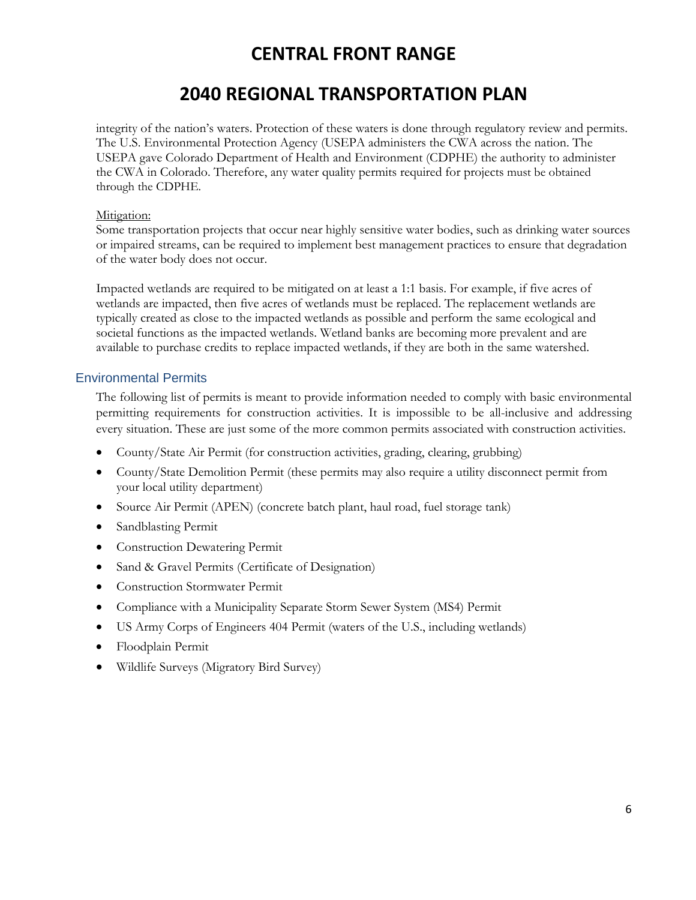integrity of the nation's waters. Protection of these waters is done through regulatory review and permits. The U.S. Environmental Protection Agency (USEPA administers the CWA across the nation. The USEPA gave Colorado Department of Health and Environment (CDPHE) the authority to administer the CWA in Colorado. Therefore, any water quality permits required for projects must be obtained through the CDPHE.

Mitigation:

Some transportation projects that occur near highly sensitive water bodies, such as drinking water sources or impaired streams, can be required to implement best management practices to ensure that degradation of the water body does not occur.

Impacted wetlands are required to be mitigated on at least a 1:1 basis. For example, if five acres of wetlands are impacted, then five acres of wetlands must be replaced. The replacement wetlands are typically created as close to the impacted wetlands as possible and perform the same ecological and societal functions as the impacted wetlands. Wetland banks are becoming more prevalent and are available to purchase credits to replace impacted wetlands, if they are both in the same watershed.

## Environmental Permits

The following list of permits is meant to provide information needed to comply with basic environmental permitting requirements for construction activities. It is impossible to be all-inclusive and addressing every situation. These are just some of the more common permits associated with construction activities.

- County/State Air Permit (for construction activities, grading, clearing, grubbing)
- County/State Demolition Permit (these permits may also require a utility disconnect permit from your local utility department)
- Source Air Permit (APEN) (concrete batch plant, haul road, fuel storage tank)
- Sandblasting Permit
- Construction Dewatering Permit
- Sand & Gravel Permits (Certificate of Designation)
- Construction Stormwater Permit
- Compliance with a Municipality Separate Storm Sewer System (MS4) Permit
- US Army Corps of Engineers 404 Permit (waters of the U.S., including wetlands)
- Floodplain Permit
- Wildlife Surveys (Migratory Bird Survey)